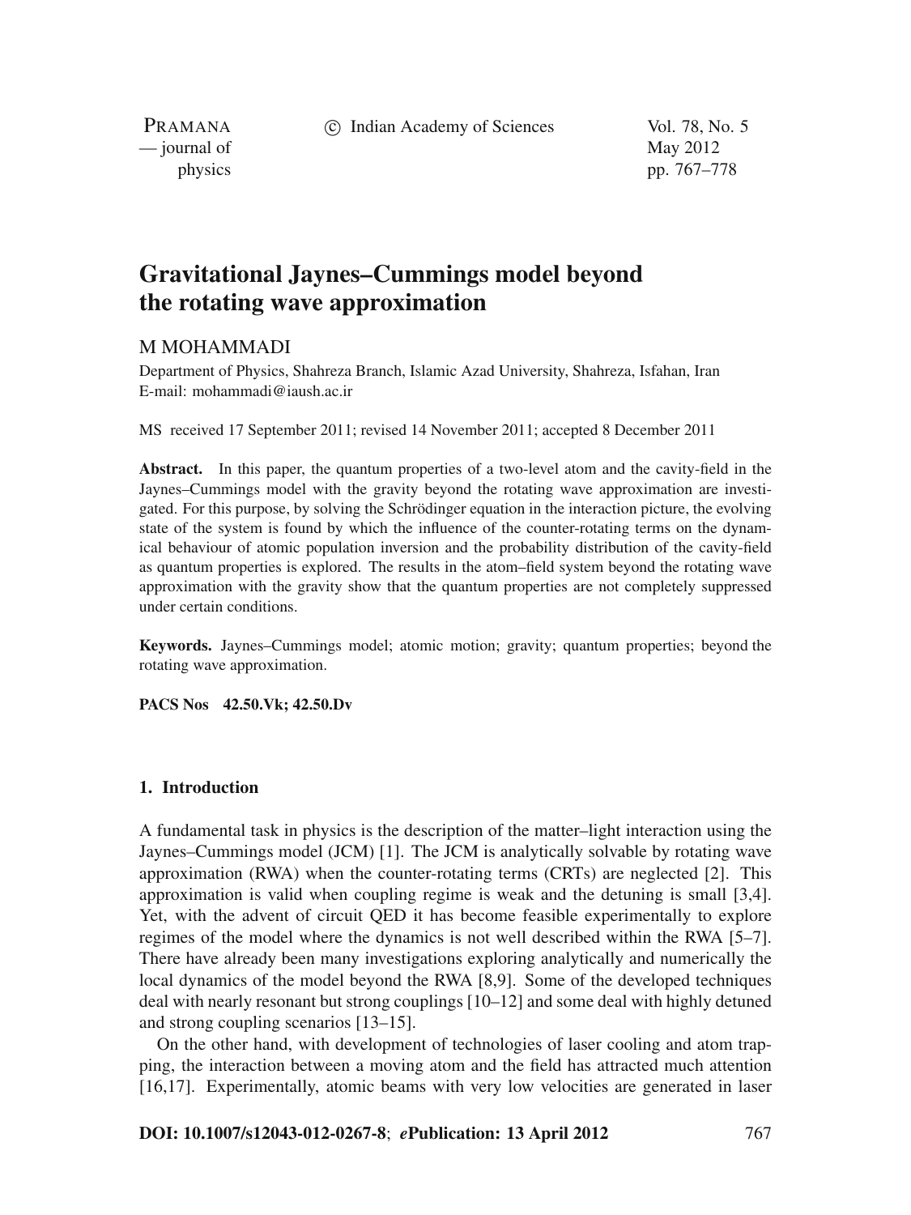# Gravitational Jaynes–Cummings model beyond the rotating wave approximation

M MOHAMMADI

Department of Physics, Shahreza Branch, Islamic Azad University, Shahreza, Isfahan, Iran
E-mail: mohammadi@iaush.ac.ir

MS received 17 September 2011; revised 14 November 2011; accepted 8 December 2011

**Abstract.** In this paper, the quantum properties of a two-level atom and the cavity-field in the Jaynes–Cummings model with the gravity beyond the rotating wave approximation are investigated. For this purpose, by solving the Schrödinger equation in the interaction picture, the evolving state of the system is found by which the influence of the counter-rotating terms on the dynamical behaviour of atomic population inversion and the probability distribution of the cavity-field as quantum properties is explored. The results in the atom–field system beyond the rotating wave approximation with the gravity show that the quantum properties are not completely suppressed under certain conditions.

**Keywords.** Jaynes–Cummings model; atomic motion; gravity; quantum properties; beyond the rotating wave approximation.

**PACS Nos** 42.50.Vk; 42.50.Dv

## 1. Introduction

A fundamental task in physics is the description of the matter–light interaction using the Jaynes–Cummings model (JCM) [1]. The JCM is analytically solvable by rotating wave approximation (RWA) when the counter-rotating terms (CRTs) are neglected [2]. This approximation is valid when coupling regime is weak and the detuning is small [3,4]. Yet, with the advent of circuit QED it has become feasible experimentally to explore regimes of the model where the dynamics is not well described within the RWA [5–7]. There have already been many investigations exploring analytically and numerically the local dynamics of the model beyond the RWA [8,9]. Some of the developed techniques deal with nearly resonant but strong couplings [10–12] and some deal with highly detuned and strong coupling scenarios [13–15].

On the other hand, with development of technologies of laser cooling and atom trapping, the interaction between a moving atom and the field has attracted much attention [16,17]. Experimentally, atomic beams with very low velocities are generated in laser

**DOI: 10.1007/s12043-012-0267-8**; ***e*Publication: 13 April 2012**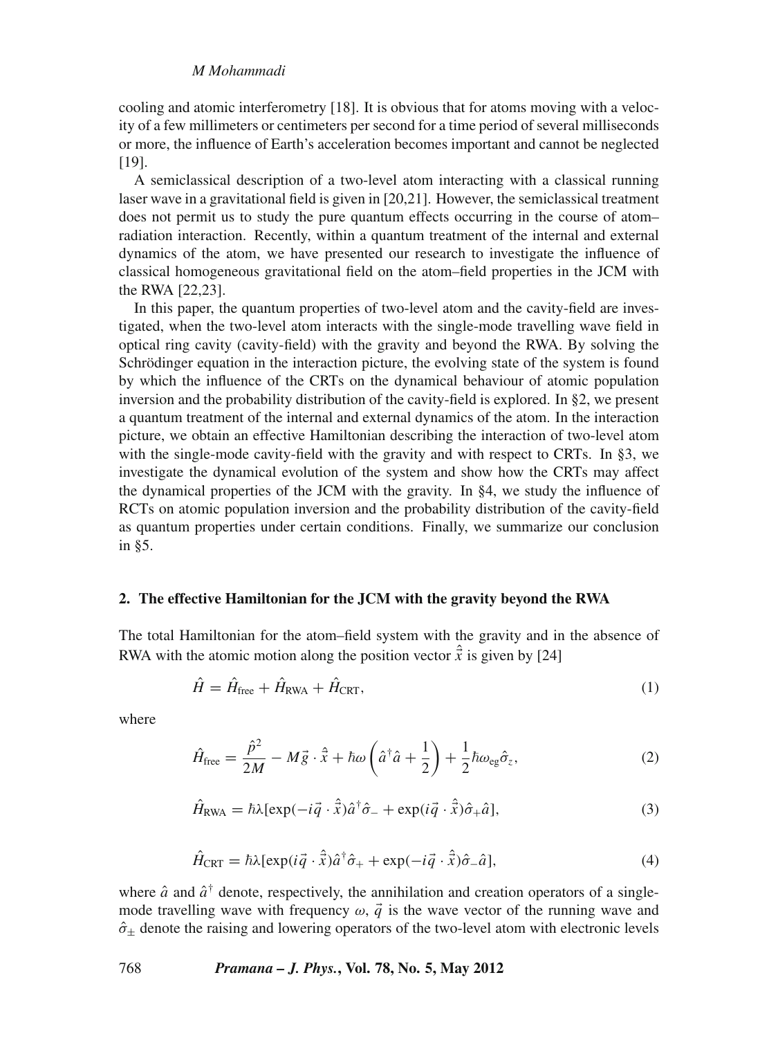cooling and atomic interferometry [18]. It is obvious that for atoms moving with a velocity of a few millimeters or centimeters per second for a time period of several milliseconds or more, the influence of Earth's acceleration becomes important and cannot be neglected [19].

A semiclassical description of a two-level atom interacting with a classical running laser wave in a gravitational field is given in [20,21]. However, the semiclassical treatment does not permit us to study the pure quantum effects occurring in the course of atom–radiation interaction. Recently, within a quantum treatment of the internal and external dynamics of the atom, we have presented our research to investigate the influence of classical homogeneous gravitational field on the atom–field properties in the JCM with the RWA [22,23].

In this paper, the quantum properties of two-level atom and the cavity-field are investigated, when the two-level atom interacts with the single-mode travelling wave field in optical ring cavity (cavity-field) with the gravity and beyond the RWA. By solving the Schrödinger equation in the interaction picture, the evolving state of the system is found by which the influence of the CRTs on the dynamical behaviour of atomic population inversion and the probability distribution of the cavity-field is explored. In §2, we present a quantum treatment of the internal and external dynamics of the atom. In the interaction picture, we obtain an effective Hamiltonian describing the interaction of two-level atom with the single-mode cavity-field with the gravity and with respect to CRTs. In §3, we investigate the dynamical evolution of the system and show how the CRTs may affect the dynamical properties of the JCM with the gravity. In §4, we study the influence of RCTs on atomic population inversion and the probability distribution of the cavity-field as quantum properties under certain conditions. Finally, we summarize our conclusion in §5.

## 2. The effective Hamiltonian for the JCM with the gravity beyond the RWA

The total Hamiltonian for the atom–field system with the gravity and in the absence of RWA with the atomic motion along the position vector $\hat{\vec{x}}$ is given by [24]

$$\hat{H} = \hat{H}_{\text{free}} + \hat{H}_{\text{RWA}} + \hat{H}_{\text{CRT}}, \tag{1}$$

where

$$\hat{H}_{\text{free}} = \frac{\hat{p}^2}{2M} - M\vec{g}\cdot\hat{\vec{x}} + \hbar\omega\left(\hat{a}^\dagger\hat{a} + \frac{1}{2}\right) + \frac{1}{2}\hbar\omega_{\text{eg}}\hat{\sigma}_z, \tag{2}$$

$$\hat{H}_{\text{RWA}} = \hbar\lambda[\exp(-i\vec{q}\cdot\hat{\vec{x}})\hat{a}^\dagger\hat{\sigma}_- + \exp(i\vec{q}\cdot\hat{\vec{x}})\hat{\sigma}_+\hat{a}], \tag{3}$$

$$\hat{H}_{\text{CRT}} = \hbar\lambda[\exp(i\vec{q}\cdot\hat{\vec{x}})\hat{a}^\dagger\hat{\sigma}_+ + \exp(-i\vec{q}\cdot\hat{\vec{x}})\hat{\sigma}_-\hat{a}], \tag{4}$$

where $\hat{a}$ and $\hat{a}^\dagger$ denote, respectively, the annihilation and creation operators of a single-mode travelling wave with frequency $\omega$, $\vec{q}$ is the wave vector of the running wave and $\hat{\sigma}_\pm$ denote the raising and lowering operators of the two-level atom with electronic levels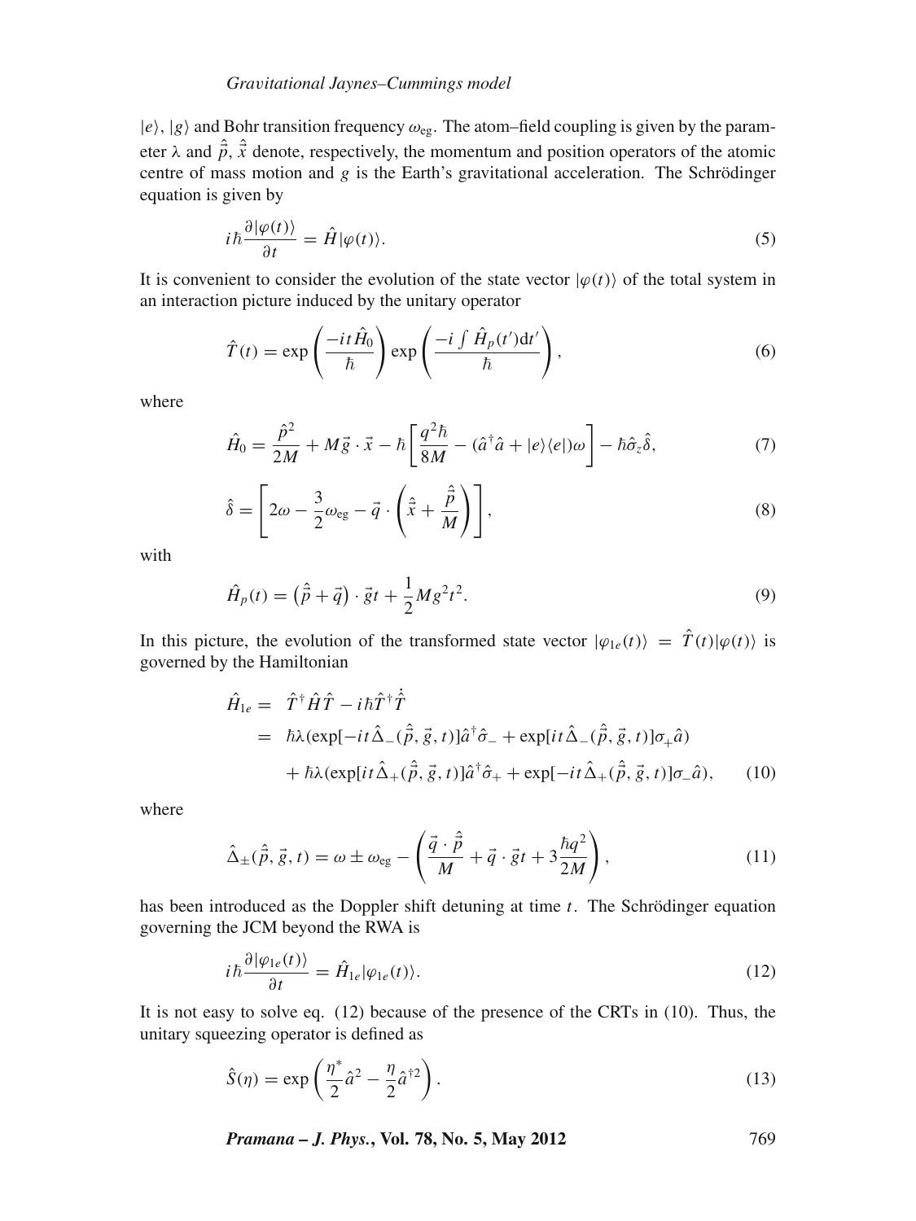$|e\rangle$, $|g\rangle$ and Bohr transition frequency $\omega_{\text{eg}}$. The atom–field coupling is given by the parameter $\lambda$ and $\hat{\vec{p}}$, $\hat{\vec{x}}$ denote, respectively, the momentum and position operators of the atomic centre of mass motion and $g$ is the Earth's gravitational acceleration. The Schrödinger equation is given by

$$i\hbar \frac{\partial |\varphi(t)\rangle}{\partial t} = \hat{H}|\varphi(t)\rangle. \tag{5}$$

It is convenient to consider the evolution of the state vector $|\varphi(t)\rangle$ of the total system in an interaction picture induced by the unitary operator

$$\hat{T}(t) = \exp\left(\frac{-it\hat{H}_0}{\hbar}\right)\exp\left(\frac{-i\int \hat{H}_p(t')\mathrm{d}t'}{\hbar}\right), \tag{6}$$

where

$$\hat{H}_0 = \frac{\hat{p}^2}{2M} + M\vec{g}\cdot\vec{x} - \hbar\left[\frac{q^2\hbar}{8M} - (\hat{a}^\dagger\hat{a} + |e\rangle\langle e|)\omega\right] - \hbar\hat{\sigma}_z\hat{\delta}, \tag{7}$$

$$\hat{\delta} = \left[2\omega - \frac{3}{2}\omega_{\text{eg}} - \vec{q}\cdot\left(\hat{\vec{x}} + \frac{\hat{\vec{p}}}{M}\right)\right], \tag{8}$$

with

$$\hat{H}_p(t) = \left(\hat{\vec{p}} + \vec{q}\right)\cdot\vec{g}t + \frac{1}{2}Mg^2t^2. \tag{9}$$

In this picture, the evolution of the transformed state vector $|\varphi_{1e}(t)\rangle = \hat{T}(t)|\varphi(t)\rangle$ is governed by the Hamiltonian

$$\begin{aligned}
\hat{H}_{1e} &= \hat{T}^\dagger\hat{H}\hat{T} - i\hbar\hat{T}^\dagger\dot{\hat{T}} \\
&= \hbar\lambda(\exp[-it\hat{\Delta}_-(\hat{\vec{p}},\vec{g},t)]\hat{a}^\dagger\hat{\sigma}_- + \exp[it\hat{\Delta}_-(\hat{\vec{p}},\vec{g},t)]\sigma_+\hat{a}) \\
&\quad + \hbar\lambda(\exp[it\hat{\Delta}_+(\hat{\vec{p}},\vec{g},t)]\hat{a}^\dagger\hat{\sigma}_+ + \exp[-it\hat{\Delta}_+(\hat{\vec{p}},\vec{g},t)]\sigma_-\hat{a}),
\end{aligned} \tag{10}$$

where

$$\hat{\Delta}_\pm(\hat{\vec{p}},\vec{g},t) = \omega \pm \omega_{\text{eg}} - \left(\frac{\vec{q}\cdot\hat{\vec{p}}}{M} + \vec{q}\cdot\vec{g}t + 3\frac{\hbar q^2}{2M}\right), \tag{11}$$

has been introduced as the Doppler shift detuning at time $t$. The Schrödinger equation governing the JCM beyond the RWA is

$$i\hbar\frac{\partial|\varphi_{1e}(t)\rangle}{\partial t} = \hat{H}_{1e}|\varphi_{1e}(t)\rangle. \tag{12}$$

It is not easy to solve eq. (12) because of the presence of the CRTs in (10). Thus, the unitary squeezing operator is defined as

$$\hat{S}(\eta) = \exp\left(\frac{\eta^*}{2}\hat{a}^2 - \frac{\eta}{2}\hat{a}^{\dagger 2}\right). \tag{13}$$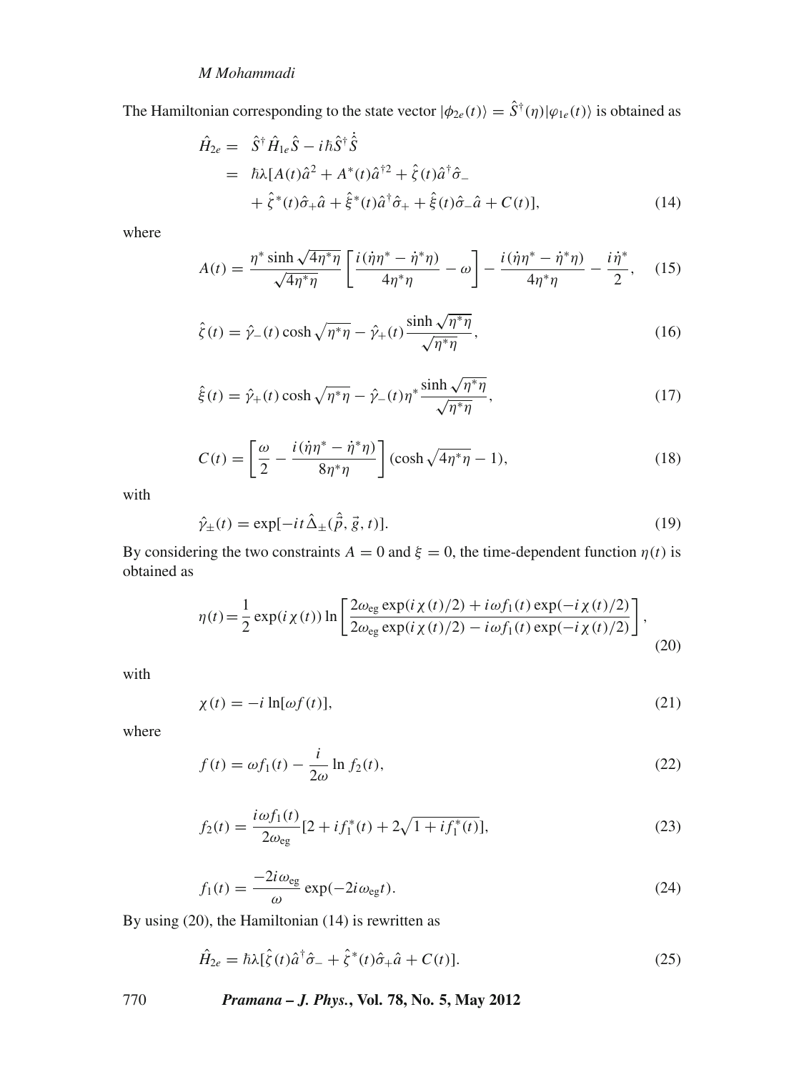The Hamiltonian corresponding to the state vector $|\phi_{2e}(t)\rangle = \hat{S}^{\dagger}(\eta)|\varphi_{1e}(t)\rangle$ is obtained as

$$
\begin{aligned}
\hat{H}_{2e} &= \hat{S}^{\dagger}\hat{H}_{1e}\hat{S} - i\hbar\hat{S}^{\dagger}\dot{\hat{S}} \\
&= \hbar\lambda[A(t)\hat{a}^{2} + A^{*}(t)\hat{a}^{\dagger 2} + \hat{\zeta}(t)\hat{a}^{\dagger}\hat{\sigma}_{-} \\
&\quad + \hat{\zeta}^{*}(t)\hat{\sigma}_{+}\hat{a} + \hat{\xi}^{*}(t)\hat{a}^{\dagger}\hat{\sigma}_{+} + \hat{\xi}(t)\hat{\sigma}_{-}\hat{a} + C(t)],
\end{aligned}
\tag{14}
$$

where

$$
A(t) = \frac{\eta^{*}\sinh\sqrt{4\eta^{*}\eta}}{\sqrt{4\eta^{*}\eta}}\left[\frac{i(\dot{\eta}\eta^{*} - \dot{\eta}^{*}\eta)}{4\eta^{*}\eta} - \omega\right] - \frac{i(\dot{\eta}\eta^{*} - \dot{\eta}^{*}\eta)}{4\eta^{*}\eta} - \frac{i\dot{\eta}^{*}}{2}, \tag{15}
$$

$$
\hat{\zeta}(t) = \hat{\gamma}_{-}(t)\cosh\sqrt{\eta^{*}\eta} - \hat{\gamma}_{+}(t)\frac{\sinh\sqrt{\eta^{*}\eta}}{\sqrt{\eta^{*}\eta}}, \tag{16}
$$

$$
\hat{\xi}(t) = \hat{\gamma}_{+}(t)\cosh\sqrt{\eta^{*}\eta} - \hat{\gamma}_{-}(t)\eta^{*}\frac{\sinh\sqrt{\eta^{*}\eta}}{\sqrt{\eta^{*}\eta}}, \tag{17}
$$

$$
C(t) = \left[\frac{\omega}{2} - \frac{i(\dot{\eta}\eta^{*} - \dot{\eta}^{*}\eta)}{8\eta^{*}\eta}\right](\cosh\sqrt{4\eta^{*}\eta} - 1), \tag{18}
$$

with

$$
\hat{\gamma}_{\pm}(t) = \exp[-it\hat{\Delta}_{\pm}(\hat{\vec{p}}, \vec{g}, t)]. \tag{19}
$$

By considering the two constraints $A = 0$ and $\xi = 0$, the time-dependent function $\eta(t)$ is obtained as

$$
\eta(t) = \frac{1}{2}\exp(i\chi(t))\ln\left[\frac{2\omega_{\rm eg}\exp(i\chi(t)/2) + i\omega f_{1}(t)\exp(-i\chi(t)/2)}{2\omega_{\rm eg}\exp(i\chi(t)/2) - i\omega f_{1}(t)\exp(-i\chi(t)/2)}\right], \tag{20}
$$

with

$$
\chi(t) = -i\ln[\omega f(t)], \tag{21}
$$

where

$$
f(t) = \omega f_{1}(t) - \frac{i}{2\omega}\ln f_{2}(t), \tag{22}
$$

$$
f_{2}(t) = \frac{i\omega f_{1}(t)}{2\omega_{\rm eg}}[2 + if_{1}^{*}(t) + 2\sqrt{1 + if_{1}^{*}(t)}], \tag{23}
$$

$$
f_{1}(t) = \frac{-2i\omega_{\rm eg}}{\omega}\exp(-2i\omega_{\rm eg}t). \tag{24}
$$

By using (20), the Hamiltonian (14) is rewritten as

$$
\hat{H}_{2e} = \hbar\lambda[\hat{\zeta}(t)\hat{a}^{\dagger}\hat{\sigma}_{-} + \hat{\zeta}^{*}(t)\hat{\sigma}_{+}\hat{a} + C(t)]. \tag{25}
$$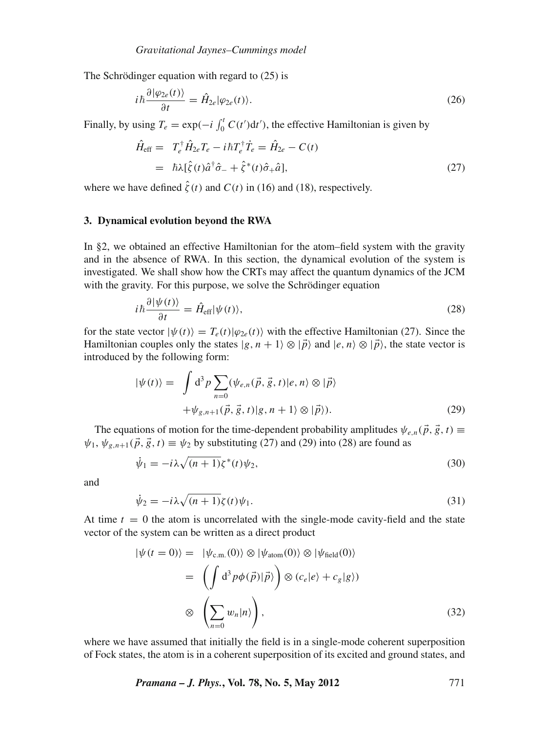The Schrödinger equation with regard to (25) is

$$i\hbar\frac{\partial|\varphi_{2e}(t)\rangle}{\partial t} = \hat{H}_{2e}|\varphi_{2e}(t)\rangle. \tag{26}$$

Finally, by using $T_e = \exp(-i\int_0^t C(t')\mathrm{d}t')$, the effective Hamiltonian is given by

$$\begin{aligned}\hat{H}_{\text{eff}} &= T_e^{\dagger}\hat{H}_{2e}T_e - i\hbar T_e^{\dagger}\dot{T}_e = \hat{H}_{2e} - C(t)\\ &= \hbar\lambda[\hat{\zeta}(t)\hat{a}^{\dagger}\hat{\sigma}_- + \hat{\zeta}^*(t)\hat{\sigma}_+\hat{a}],\end{aligned} \tag{27}$$

where we have defined $\hat{\zeta}(t)$ and $C(t)$ in (16) and (18), respectively.

## 3. Dynamical evolution beyond the RWA

In §2, we obtained an effective Hamiltonian for the atom–field system with the gravity and in the absence of RWA. In this section, the dynamical evolution of the system is investigated. We shall show how the CRTs may affect the quantum dynamics of the JCM with the gravity. For this purpose, we solve the Schrödinger equation

$$i\hbar\frac{\partial|\psi(t)\rangle}{\partial t} = \hat{H}_{\text{eff}}|\psi(t)\rangle, \tag{28}$$

for the state vector $|\psi(t)\rangle = T_e(t)|\varphi_{2e}(t)\rangle$ with the effective Hamiltonian (27). Since the Hamiltonian couples only the states $|g, n+1\rangle \otimes |\vec{p}\rangle$ and $|e, n\rangle \otimes |\vec{p}\rangle$, the state vector is introduced by the following form:

$$\begin{aligned}|\psi(t)\rangle = &\int \mathrm{d}^3 p \sum_{n=0}(\psi_{e,n}(\vec{p}, \vec{g}, t)|e, n\rangle \otimes |\vec{p}\rangle\\ &+\psi_{g,n+1}(\vec{p}, \vec{g}, t)|g, n+1\rangle \otimes |\vec{p}\rangle).\end{aligned} \tag{29}$$

The equations of motion for the time-dependent probability amplitudes $\psi_{e,n}(\vec{p}, \vec{g}, t) \equiv \psi_1$, $\psi_{g,n+1}(\vec{p}, \vec{g}, t) \equiv \psi_2$ by substituting (27) and (29) into (28) are found as

$$\dot{\psi}_1 = -i\lambda\sqrt{(n+1)}\zeta^*(t)\psi_2, \tag{30}$$

and

$$\dot{\psi}_2 = -i\lambda\sqrt{(n+1)}\zeta(t)\psi_1. \tag{31}$$

At time $t = 0$ the atom is uncorrelated with the single-mode cavity-field and the state vector of the system can be written as a direct product

$$\begin{aligned}|\psi(t=0)\rangle &= |\psi_{\text{c.m.}}(0)\rangle \otimes |\psi_{\text{atom}}(0)\rangle \otimes |\psi_{\text{field}}(0)\rangle\\ &= \left(\int \mathrm{d}^3 p\phi(\vec{p})|\vec{p}\rangle\right) \otimes (c_e|e\rangle + c_g|g\rangle)\\ &\otimes \left(\sum_{n=0} w_n|n\rangle\right),\end{aligned} \tag{32}$$

where we have assumed that initially the field is in a single-mode coherent superposition of Fock states, the atom is in a coherent superposition of its excited and ground states, and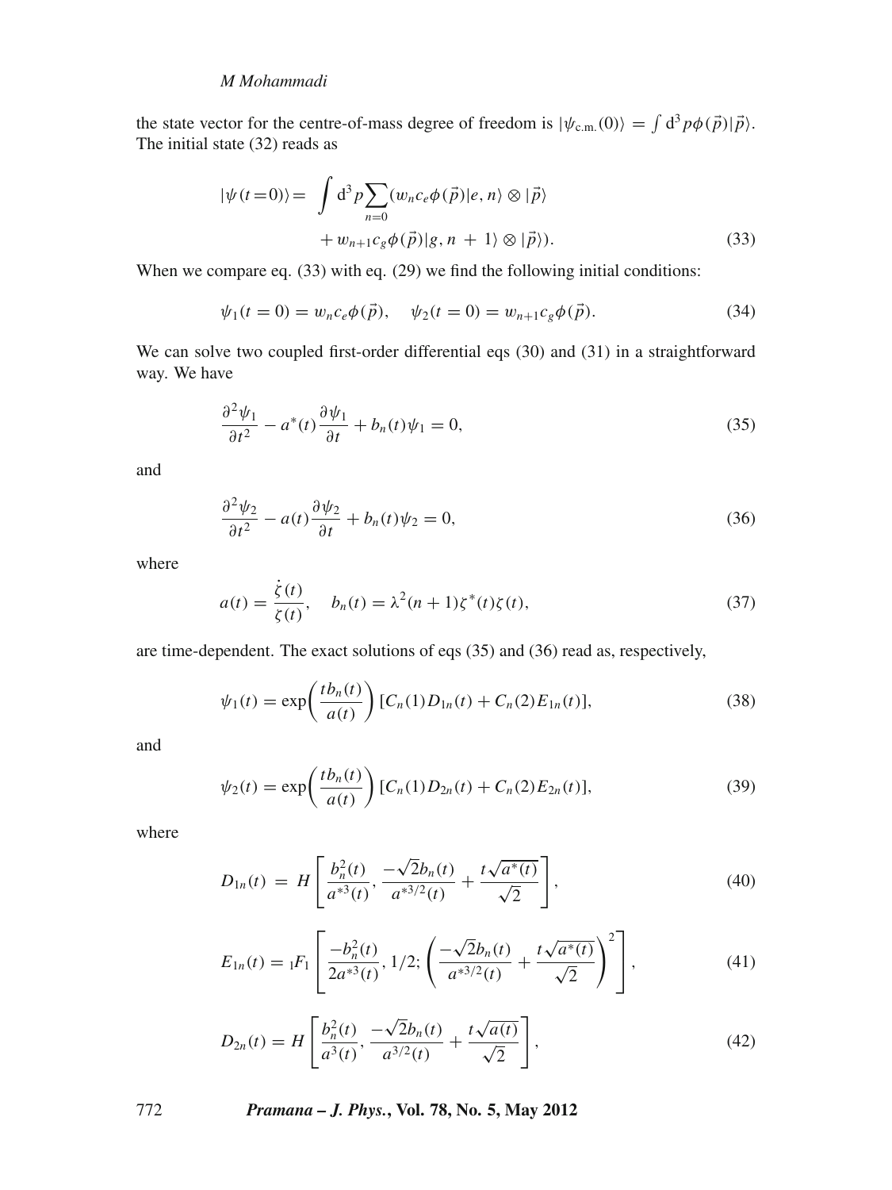the state vector for the centre-of-mass degree of freedom is $|\psi_{\text{c.m.}}(0)\rangle = \int \mathrm{d}^3 p \phi(\vec{p})|\vec{p}\rangle$. The initial state (32) reads as

$$|\psi(t=0)\rangle = \int \mathrm{d}^3 p \sum_{n=0} (w_n c_e \phi(\vec{p})|e, n\rangle \otimes |\vec{p}\rangle + w_{n+1} c_g \phi(\vec{p})|g, n+1\rangle \otimes |\vec{p}\rangle). \tag{33}$$

When we compare eq. (33) with eq. (29) we find the following initial conditions:

$$\psi_1(t=0) = w_n c_e \phi(\vec{p}), \quad \psi_2(t=0) = w_{n+1} c_g \phi(\vec{p}). \tag{34}$$

We can solve two coupled first-order differential eqs (30) and (31) in a straightforward way. We have

$$\frac{\partial^2 \psi_1}{\partial t^2} - a^*(t)\frac{\partial \psi_1}{\partial t} + b_n(t)\psi_1 = 0, \tag{35}$$

and

$$\frac{\partial^2 \psi_2}{\partial t^2} - a(t)\frac{\partial \psi_2}{\partial t} + b_n(t)\psi_2 = 0, \tag{36}$$

where

$$a(t) = \frac{\dot{\zeta}(t)}{\zeta(t)}, \quad b_n(t) = \lambda^2(n+1)\zeta^*(t)\zeta(t), \tag{37}$$

are time-dependent. The exact solutions of eqs (35) and (36) read as, respectively,

$$\psi_1(t) = \exp\left(\frac{t b_n(t)}{a(t)}\right)[C_n(1)D_{1n}(t) + C_n(2)E_{1n}(t)], \tag{38}$$

and

$$\psi_2(t) = \exp\left(\frac{t b_n(t)}{a(t)}\right)[C_n(1)D_{2n}(t) + C_n(2)E_{2n}(t)], \tag{39}$$

where

$$D_{1n}(t) = H\left[\frac{b_n^2(t)}{a^{*3}(t)}, \frac{-\sqrt{2}b_n(t)}{a^{*3/2}(t)} + \frac{t\sqrt{a^*(t)}}{\sqrt{2}}\right], \tag{40}$$

$$E_{1n}(t) = {}_1F_1\left[\frac{-b_n^2(t)}{2a^{*3}(t)}, 1/2; \left(\frac{-\sqrt{2}b_n(t)}{a^{*3/2}(t)} + \frac{t\sqrt{a^*(t)}}{\sqrt{2}}\right)^2\right], \tag{41}$$

$$D_{2n}(t) = H\left[\frac{b_n^2(t)}{a^3(t)}, \frac{-\sqrt{2}b_n(t)}{a^{3/2}(t)} + \frac{t\sqrt{a(t)}}{\sqrt{2}}\right], \tag{42}$$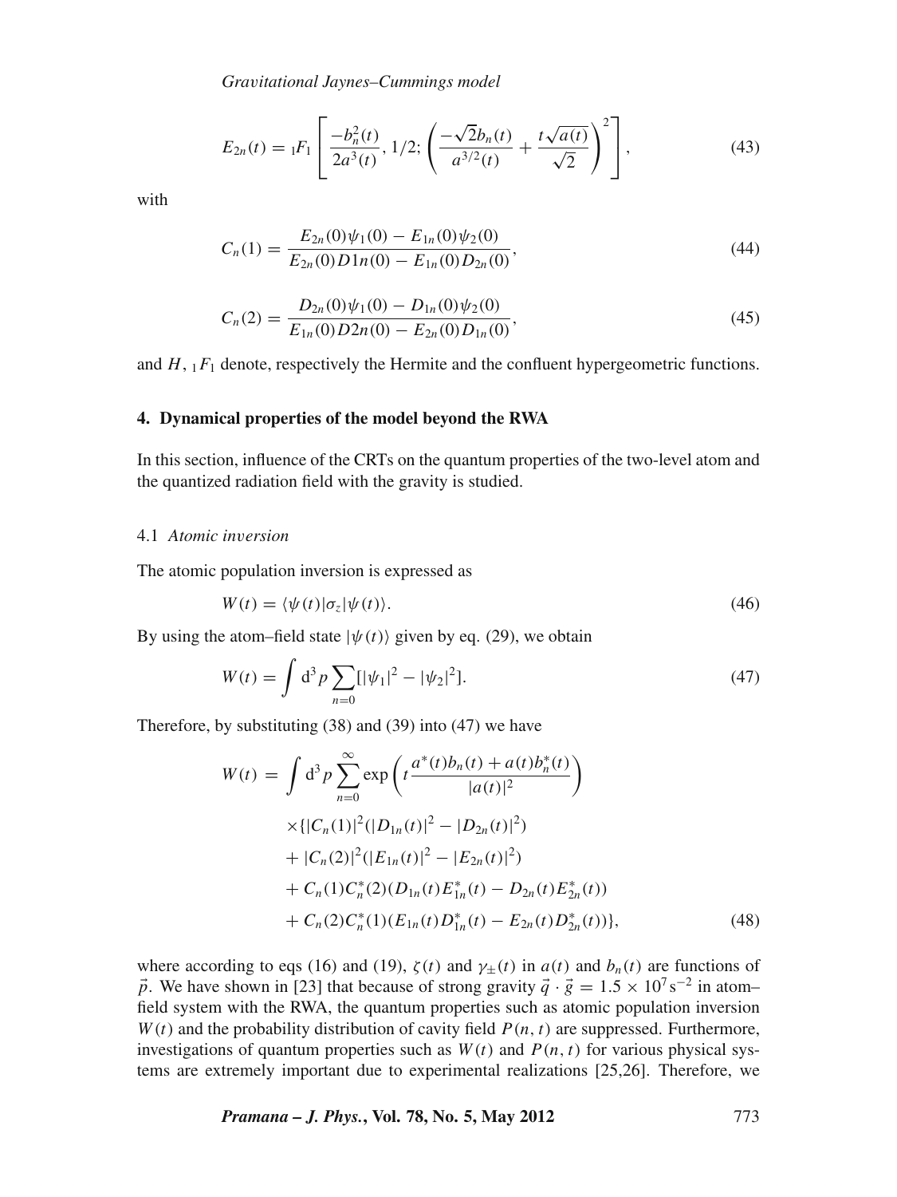$$E_{2n}(t) = {}_1F_1\left[\frac{-b_n^2(t)}{2a^3(t)}, 1/2; \left(\frac{-\sqrt{2}b_n(t)}{a^{3/2}(t)} + \frac{t\sqrt{a(t)}}{\sqrt{2}}\right)^2\right], \tag{43}$$

with

$$C_n(1) = \frac{E_{2n}(0)\psi_1(0) - E_{1n}(0)\psi_2(0)}{E_{2n}(0)D1n(0) - E_{1n}(0)D_{2n}(0)}, \tag{44}$$

$$C_n(2) = \frac{D_{2n}(0)\psi_1(0) - D_{1n}(0)\psi_2(0)}{E_{1n}(0)D2n(0) - E_{2n}(0)D_{1n}(0)}, \tag{45}$$

and $H$, ${}_1F_1$ denote, respectively the Hermite and the confluent hypergeometric functions.

## 4. Dynamical properties of the model beyond the RWA

In this section, influence of the CRTs on the quantum properties of the two-level atom and the quantized radiation field with the gravity is studied.

### 4.1 *Atomic inversion*

The atomic population inversion is expressed as

$$W(t) = \langle\psi(t)|\sigma_z|\psi(t)\rangle. \tag{46}$$

By using the atom–field state $|\psi(t)\rangle$ given by eq. (29), we obtain

$$W(t) = \int \mathrm{d}^3 p \sum_{n=0}[|\psi_1|^2 - |\psi_2|^2]. \tag{47}$$

Therefore, by substituting (38) and (39) into (47) we have

$$\begin{aligned} W(t) = \int \mathrm{d}^3 p \sum_{n=0}^{\infty} \exp\left(t\frac{a^*(t)b_n(t) + a(t)b_n^*(t)}{|a(t)|^2}\right) \\ \times\{|C_n(1)|^2(|D_{1n}(t)|^2 - |D_{2n}(t)|^2) \\ + |C_n(2)|^2(|E_{1n}(t)|^2 - |E_{2n}(t)|^2) \\ + C_n(1)C_n^*(2)(D_{1n}(t)E_{1n}^*(t) - D_{2n}(t)E_{2n}^*(t)) \\ + C_n(2)C_n^*(1)(E_{1n}(t)D_{1n}^*(t) - E_{2n}(t)D_{2n}^*(t))\}, \end{aligned} \tag{48}$$

where according to eqs (16) and (19), $\zeta(t)$ and $\gamma_{\pm}(t)$ in $a(t)$ and $b_n(t)$ are functions of $\vec{p}$. We have shown in [23] that because of strong gravity $\vec{q}\cdot\vec{g} = 1.5\times 10^7\,\mathrm{s}^{-2}$ in atom–field system with the RWA, the quantum properties such as atomic population inversion $W(t)$ and the probability distribution of cavity field $P(n,t)$ are suppressed. Furthermore, investigations of quantum properties such as $W(t)$ and $P(n,t)$ for various physical systems are extremely important due to experimental realizations [25,26]. Therefore, we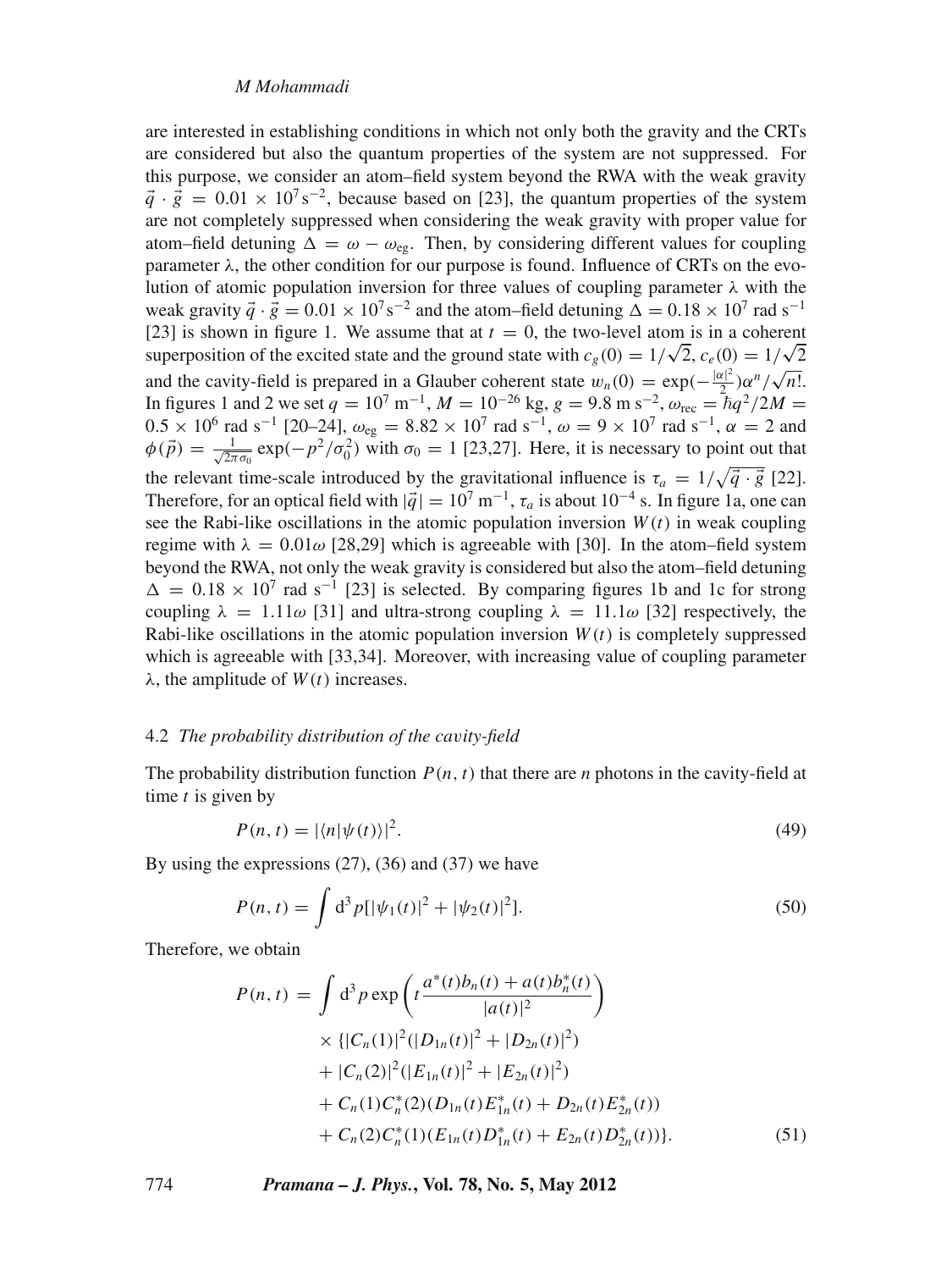are interested in establishing conditions in which not only both the gravity and the CRTs are considered but also the quantum properties of the system are not suppressed. For this purpose, we consider an atom–field system beyond the RWA with the weak gravity $\vec{q} \cdot \vec{g} = 0.01 \times 10^7 \, \mathrm{s}^{-2}$, because based on [23], the quantum properties of the system are not completely suppressed when considering the weak gravity with proper value for atom–field detuning $\Delta = \omega - \omega_{\mathrm{eg}}$. Then, by considering different values for coupling parameter $\lambda$, the other condition for our purpose is found. Influence of CRTs on the evolution of atomic population inversion for three values of coupling parameter $\lambda$ with the weak gravity $\vec{q} \cdot \vec{g} = 0.01 \times 10^7 \, \mathrm{s}^{-2}$ and the atom–field detuning $\Delta = 0.18 \times 10^7$ rad s$^{-1}$ [23] is shown in figure 1. We assume that at $t = 0$, the two-level atom is in a coherent superposition of the excited state and the ground state with $c_g(0) = 1/\sqrt{2}$, $c_e(0) = 1/\sqrt{2}$ and the cavity-field is prepared in a Glauber coherent state $w_n(0) = \exp(-\frac{|\alpha|^2}{2})\alpha^n/\sqrt{n!}$. In figures 1 and 2 we set $q = 10^7 \, \mathrm{m}^{-1}$, $M = 10^{-26}$ kg, $g = 9.8 \, \mathrm{m \, s}^{-2}$, $\omega_{\mathrm{rec}} = \hbar q^2/2M = 0.5 \times 10^6$ rad s$^{-1}$ [20–24], $\omega_{\mathrm{eg}} = 8.82 \times 10^7$ rad s$^{-1}$, $\omega = 9 \times 10^7$ rad s$^{-1}$, $\alpha = 2$ and $\phi(\vec{p}) = \frac{1}{\sqrt{2\pi\sigma_0}} \exp(-p^2/\sigma_0^2)$ with $\sigma_0 = 1$ [23,27]. Here, it is necessary to point out that the relevant time-scale introduced by the gravitational influence is $\tau_a = 1/\sqrt{\vec{q} \cdot \vec{g}}$ [22]. Therefore, for an optical field with $|\vec{q}| = 10^7 \, \mathrm{m}^{-1}$, $\tau_a$ is about $10^{-4}$ s. In figure 1a, one can see the Rabi-like oscillations in the atomic population inversion $W(t)$ in weak coupling regime with $\lambda = 0.01\omega$ [28,29] which is agreeable with [30]. In the atom–field system beyond the RWA, not only the weak gravity is considered but also the atom–field detuning $\Delta = 0.18 \times 10^7$ rad s$^{-1}$ [23] is selected. By comparing figures 1b and 1c for strong coupling $\lambda = 1.11\omega$ [31] and ultra-strong coupling $\lambda = 11.1\omega$ [32] respectively, the Rabi-like oscillations in the atomic population inversion $W(t)$ is completely suppressed which is agreeable with [33,34]. Moreover, with increasing value of coupling parameter $\lambda$, the amplitude of $W(t)$ increases.

### 4.2 *The probability distribution of the cavity-field*

The probability distribution function $P(n, t)$ that there are $n$ photons in the cavity-field at time $t$ is given by

$$P(n, t) = |\langle n|\psi(t)\rangle|^2. \tag{49}$$

By using the expressions (27), (36) and (37) we have

$$P(n, t) = \int \mathrm{d}^3 p [|\psi_1(t)|^2 + |\psi_2(t)|^2]. \tag{50}$$

Therefore, we obtain

$$\begin{aligned} P(n, t) = & \int \mathrm{d}^3 p \exp\left( t \frac{a^*(t) b_n(t) + a(t) b_n^*(t)}{|a(t)|^2} \right) \\ & \times \{ |C_n(1)|^2 (|D_{1n}(t)|^2 + |D_{2n}(t)|^2) \\ & + |C_n(2)|^2 (|E_{1n}(t)|^2 + |E_{2n}(t)|^2) \\ & + C_n(1) C_n^*(2) (D_{1n}(t) E_{1n}^*(t) + D_{2n}(t) E_{2n}^*(t)) \\ & + C_n(2) C_n^*(1) (E_{1n}(t) D_{1n}^*(t) + E_{2n}(t) D_{2n}^*(t)) \}. \end{aligned} \tag{51}$$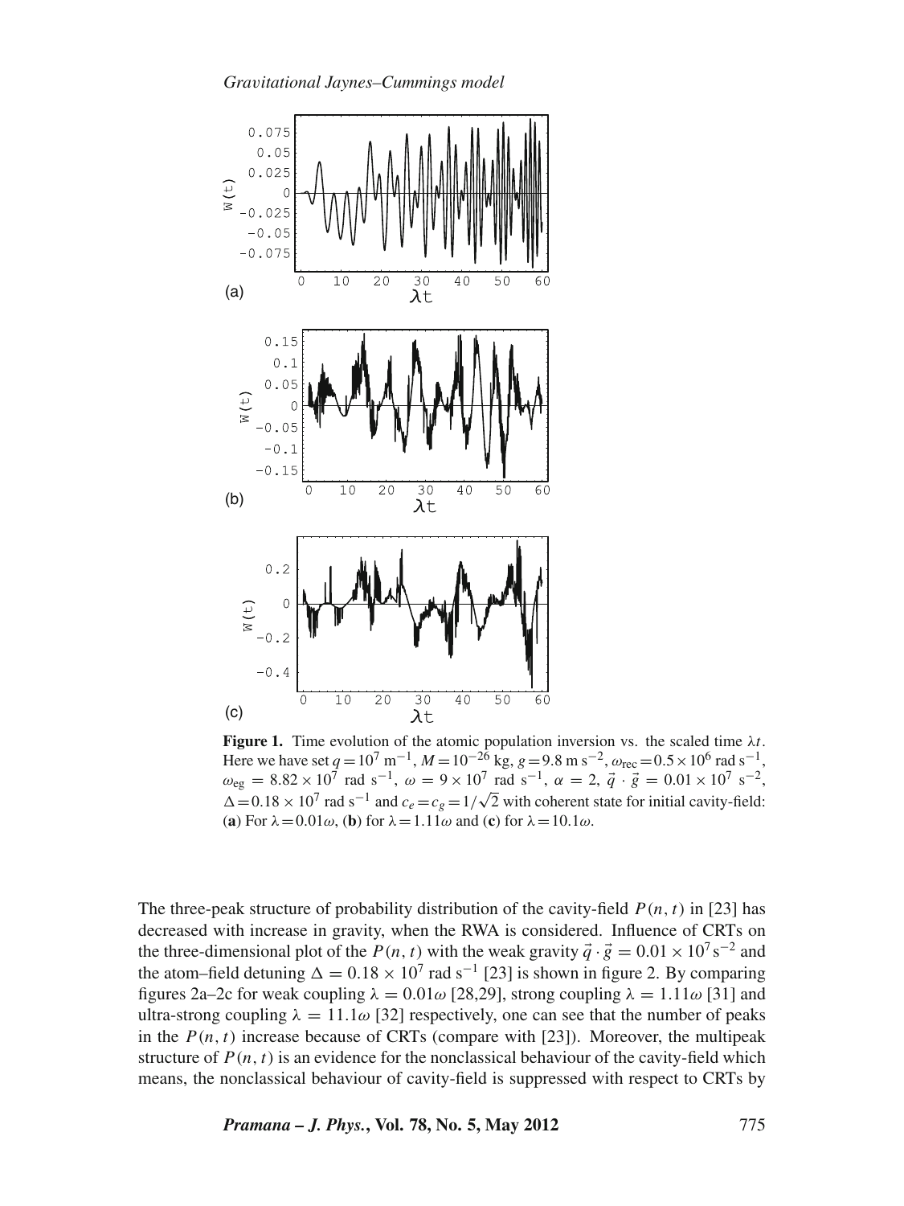**Figure 1.** Time evolution of the atomic population inversion vs. the scaled time $\lambda t$. Here we have set $q = 10^7$ m$^{-1}$, $M = 10^{-26}$ kg, $g = 9.8$ m s$^{-2}$, $\omega_{\rm rec} = 0.5 \times 10^6$ rad s$^{-1}$, $\omega_{\rm eg} = 8.82 \times 10^7$ rad s$^{-1}$, $\omega = 9 \times 10^7$ rad s$^{-1}$, $\alpha = 2$, $\vec{q} \cdot \vec{g} = 0.01 \times 10^7$ s$^{-2}$, $\Delta = 0.18 \times 10^7$ rad s$^{-1}$ and $c_e = c_g = 1/\sqrt{2}$ with coherent state for initial cavity-field: (**a**) For $\lambda = 0.01\omega$, (**b**) for $\lambda = 1.11\omega$ and (**c**) for $\lambda = 10.1\omega$.

The three-peak structure of probability distribution of the cavity-field $P(n, t)$ in [23] has decreased with increase in gravity, when the RWA is considered. Influence of CRTs on the three-dimensional plot of the $P(n, t)$ with the weak gravity $\vec{q} \cdot \vec{g} = 0.01 \times 10^7$ s$^{-2}$ and the atom–field detuning $\Delta = 0.18 \times 10^7$ rad s$^{-1}$ [23] is shown in figure 2. By comparing figures 2a–2c for weak coupling $\lambda = 0.01\omega$ [28,29], strong coupling $\lambda = 1.11\omega$ [31] and ultra-strong coupling $\lambda = 11.1\omega$ [32] respectively, one can see that the number of peaks in the $P(n, t)$ increase because of CRTs (compare with [23]). Moreover, the multipeak structure of $P(n, t)$ is an evidence for the nonclassical behaviour of the cavity-field which means, the nonclassical behaviour of cavity-field is suppressed with respect to CRTs by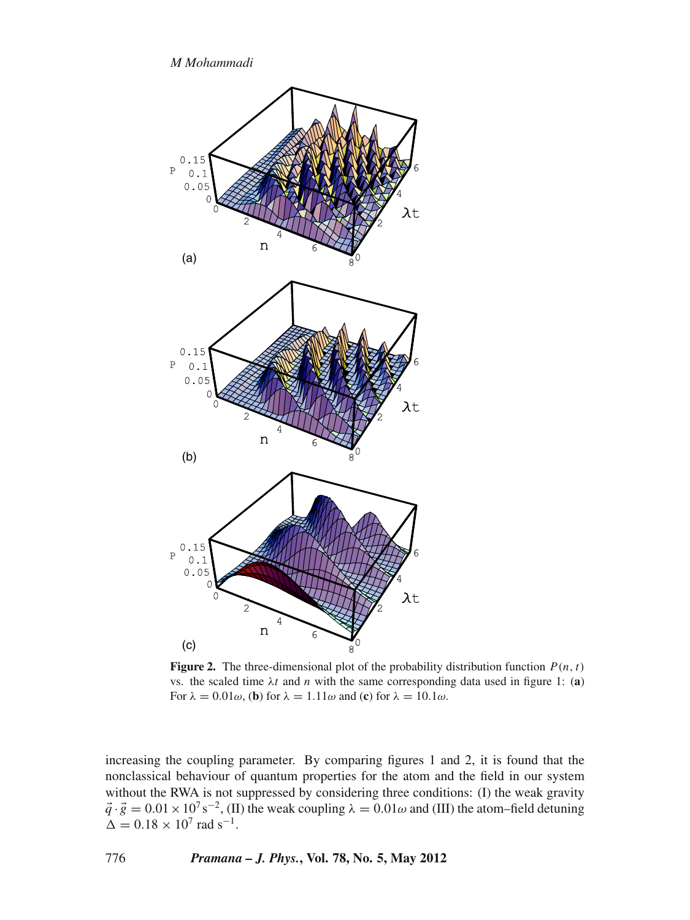**Figure 2.** The three-dimensional plot of the probability distribution function $P(n, t)$ vs. the scaled time $\lambda t$ and $n$ with the same corresponding data used in figure 1: (**a**) For $\lambda = 0.01\omega$, (**b**) for $\lambda = 1.11\omega$ and (**c**) for $\lambda = 10.1\omega$.

increasing the coupling parameter. By comparing figures 1 and 2, it is found that the nonclassical behaviour of quantum properties for the atom and the field in our system without the RWA is not suppressed by considering three conditions: (I) the weak gravity $\vec{q} \cdot \vec{g} = 0.01 \times 10^7\,\mathrm{s}^{-2}$, (II) the weak coupling $\lambda = 0.01\omega$ and (III) the atom–field detuning $\Delta = 0.18 \times 10^7$ rad $\mathrm{s}^{-1}$.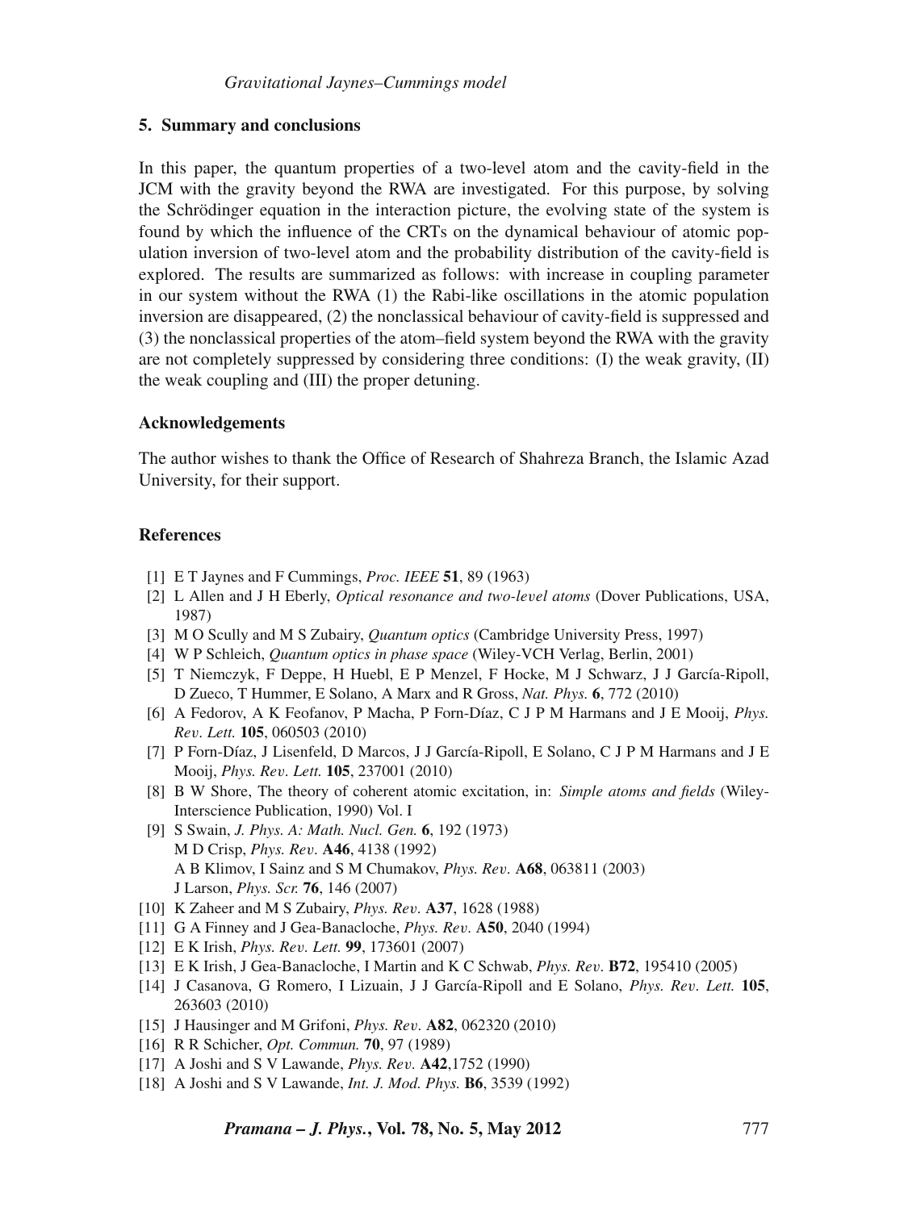## 5. Summary and conclusions

In this paper, the quantum properties of a two-level atom and the cavity-field in the JCM with the gravity beyond the RWA are investigated. For this purpose, by solving the Schrödinger equation in the interaction picture, the evolving state of the system is found by which the influence of the CRTs on the dynamical behaviour of atomic population inversion of two-level atom and the probability distribution of the cavity-field is explored. The results are summarized as follows: with increase in coupling parameter in our system without the RWA (1) the Rabi-like oscillations in the atomic population inversion are disappeared, (2) the nonclassical behaviour of cavity-field is suppressed and (3) the nonclassical properties of the atom–field system beyond the RWA with the gravity are not completely suppressed by considering three conditions: (I) the weak gravity, (II) the weak coupling and (III) the proper detuning.

### Acknowledgements

The author wishes to thank the Office of Research of Shahreza Branch, the Islamic Azad University, for their support.

### References

[1] E T Jaynes and F Cummings, *Proc. IEEE* **51**, 89 (1963)

[2] L Allen and J H Eberly, *Optical resonance and two-level atoms* (Dover Publications, USA, 1987)

[3] M O Scully and M S Zubairy, *Quantum optics* (Cambridge University Press, 1997)

[4] W P Schleich, *Quantum optics in phase space* (Wiley-VCH Verlag, Berlin, 2001)

[5] T Niemczyk, F Deppe, H Huebl, E P Menzel, F Hocke, M J Schwarz, J J García-Ripoll, D Zueco, T Hummer, E Solano, A Marx and R Gross, *Nat. Phys.* **6**, 772 (2010)

[6] A Fedorov, A K Feofanov, P Macha, P Forn-Díaz, C J P M Harmans and J E Mooij, *Phys. Rev. Lett.* **105**, 060503 (2010)

[7] P Forn-Díaz, J Lisenfeld, D Marcos, J J García-Ripoll, E Solano, C J P M Harmans and J E Mooij, *Phys. Rev. Lett.* **105**, 237001 (2010)

[8] B W Shore, The theory of coherent atomic excitation, in: *Simple atoms and fields* (Wiley-Interscience Publication, 1990) Vol. I

[9] S Swain, *J. Phys. A: Math. Nucl. Gen.* **6**, 192 (1973)
M D Crisp, *Phys. Rev.* **A46**, 4138 (1992)
A B Klimov, I Sainz and S M Chumakov, *Phys. Rev.* **A68**, 063811 (2003)
J Larson, *Phys. Scr.* **76**, 146 (2007)

[10] K Zaheer and M S Zubairy, *Phys. Rev.* **A37**, 1628 (1988)

[11] G A Finney and J Gea-Banacloche, *Phys. Rev.* **A50**, 2040 (1994)

[12] E K Irish, *Phys. Rev. Lett.* **99**, 173601 (2007)

[13] E K Irish, J Gea-Banacloche, I Martin and K C Schwab, *Phys. Rev.* **B72**, 195410 (2005)

[14] J Casanova, G Romero, I Lizuain, J J García-Ripoll and E Solano, *Phys. Rev. Lett.* **105**, 263603 (2010)

[15] J Hausinger and M Grifoni, *Phys. Rev.* **A82**, 062320 (2010)

[16] R R Schicher, *Opt. Commun.* **70**, 97 (1989)

[17] A Joshi and S V Lawande, *Phys. Rev.* **A42**,1752 (1990)

[18] A Joshi and S V Lawande, *Int. J. Mod. Phys.* **B6**, 3539 (1992)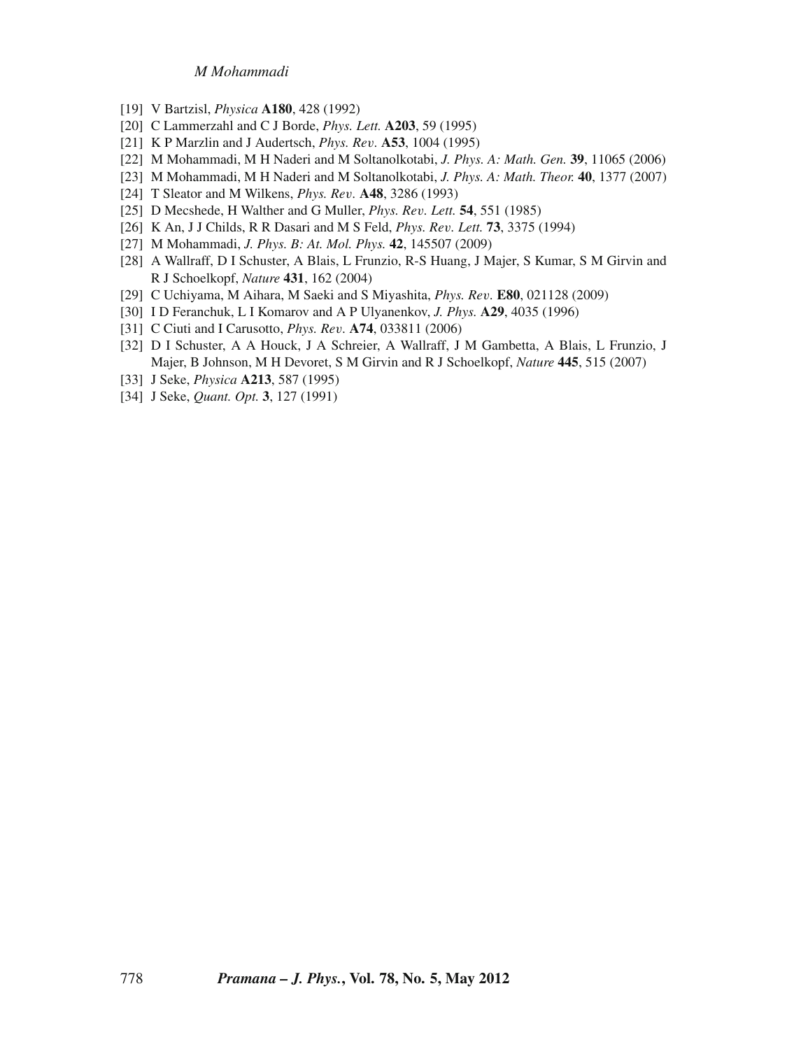- [19] V Bartzisl, *Physica* **A180**, 428 (1992)
- [20] C Lammerzahl and C J Borde, *Phys. Lett.* **A203**, 59 (1995)
- [21] K P Marzlin and J Audertsch, *Phys. Rev.* **A53**, 1004 (1995)
- [22] M Mohammadi, M H Naderi and M Soltanolkotabi, *J. Phys. A: Math. Gen.* **39**, 11065 (2006)
- [23] M Mohammadi, M H Naderi and M Soltanolkotabi, *J. Phys. A: Math. Theor.* **40**, 1377 (2007)
- [24] T Sleator and M Wilkens, *Phys. Rev.* **A48**, 3286 (1993)
- [25] D Mecshede, H Walther and G Muller, *Phys. Rev. Lett.* **54**, 551 (1985)
- [26] K An, J J Childs, R R Dasari and M S Feld, *Phys. Rev. Lett.* **73**, 3375 (1994)
- [27] M Mohammadi, *J. Phys. B: At. Mol. Phys.* **42**, 145507 (2009)
- [28] A Wallraff, D I Schuster, A Blais, L Frunzio, R-S Huang, J Majer, S Kumar, S M Girvin and R J Schoelkopf, *Nature* **431**, 162 (2004)
- [29] C Uchiyama, M Aihara, M Saeki and S Miyashita, *Phys. Rev.* **E80**, 021128 (2009)
- [30] I D Feranchuk, L I Komarov and A P Ulyanenkov, *J. Phys.* **A29**, 4035 (1996)
- [31] C Ciuti and I Carusotto, *Phys. Rev.* **A74**, 033811 (2006)
- [32] D I Schuster, A A Houck, J A Schreier, A Wallraff, J M Gambetta, A Blais, L Frunzio, J Majer, B Johnson, M H Devoret, S M Girvin and R J Schoelkopf, *Nature* **445**, 515 (2007)
- [33] J Seke, *Physica* **A213**, 587 (1995)
- [34] J Seke, *Quant. Opt.* **3**, 127 (1991)